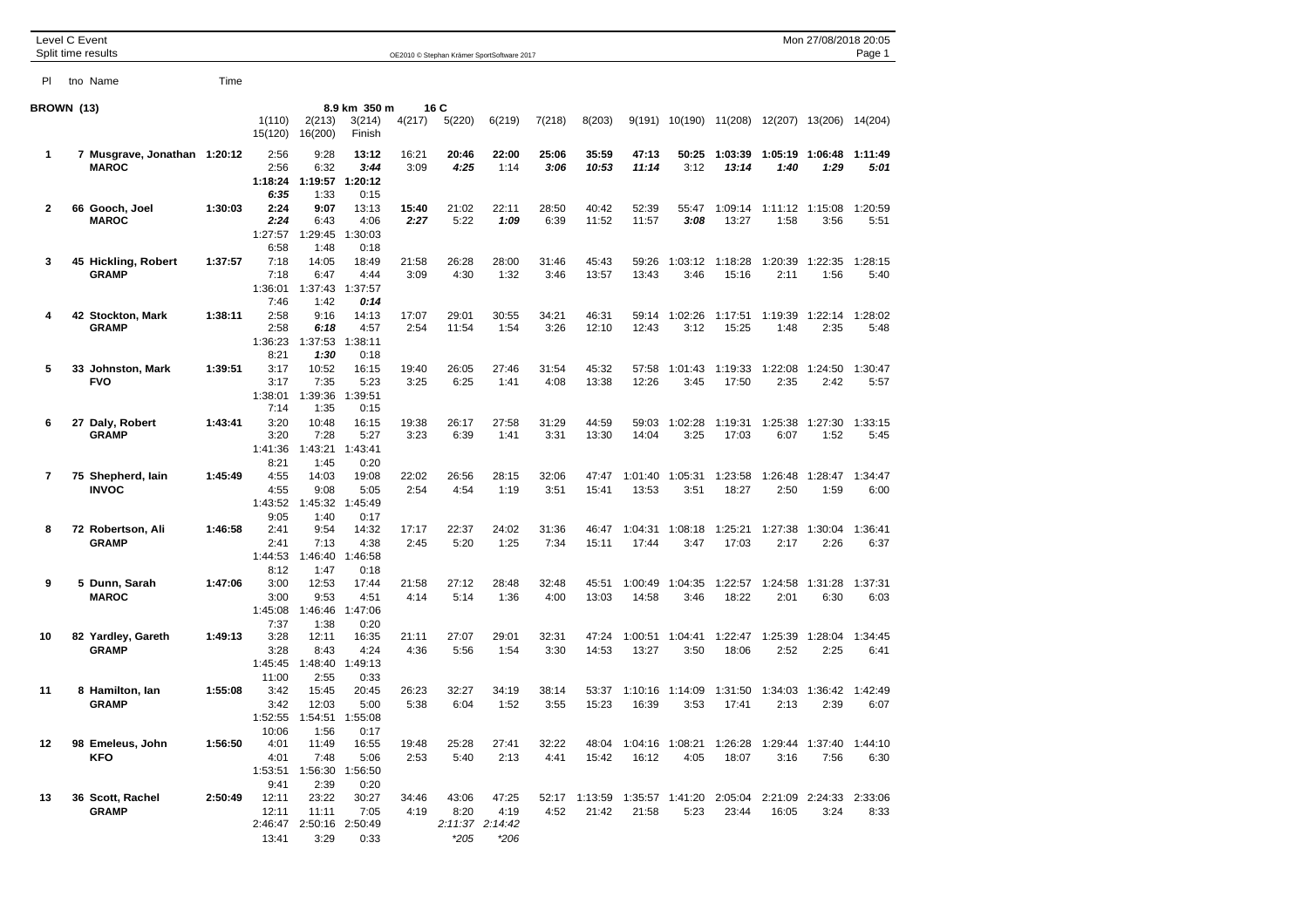Level C Event

Split time results

| Pl | tno Name | Time | | | | | | | | | | | | | | |
|---|---|---|---|---|---|---|---|---|---|---|---|---|---|---|---|---|
| **BROWN (13)** | | | | | **8.9 km 350 m** | | **16 C** | | | | | | | | | |
| | | | 1(110) | 2(213) | 3(214) | 4(217) | 5(220) | 6(219) | 7(218) | 8(203) | 9(191) | 10(190) | 11(208) | 12(207) | 13(206) | 14(204) |
| | | | 15(120) | 16(200) | Finish | | | | | | | | | | | |
| **1** | **7 Musgrave, Jonathan** | **1:20:12** | 2:56 | 9:28 | **13:12** | 16:21 | **20:46** | **22:00** | **25:06** | **35:59** | **47:13** | **50:25** | **1:03:39** | **1:05:19** | **1:06:48** | **1:11:49** |
| | **MAROC** | | 2:56 | 6:32 | ***3:44*** | 3:09 | ***4:25*** | 1:14 | ***3:06*** | ***10:53*** | ***11:14*** | 3:12 | ***13:14*** | ***1:40*** | ***1:29*** | ***5:01*** |
| | | | **1:18:24** | **1:19:57** | **1:20:12** | | | | | | | | | | | |
| | | | ***6:35*** | 1:33 | 0:15 | | | | | | | | | | | |
| **2** | **66 Gooch, Joel** | **1:30:03** | **2:24** | **9:07** | 13:13 | **15:40** | 21:02 | 22:11 | 28:50 | 40:42 | 52:39 | 55:47 | 1:09:14 | 1:11:12 | 1:15:08 | 1:20:59 |
| | **MAROC** | | ***2:24*** | 6:43 | 4:06 | ***2:27*** | 5:22 | ***1:09*** | 6:39 | 11:52 | 11:57 | ***3:08*** | 13:27 | 1:58 | 3:56 | 5:51 |
| | | | 1:27:57 | 1:29:45 | 1:30:03 | | | | | | | | | | | |
| | | | 6:58 | 1:48 | 0:18 | | | | | | | | | | | |
| **3** | **45 Hickling, Robert** | **1:37:57** | 7:18 | 14:05 | 18:49 | 21:58 | 26:28 | 28:00 | 31:46 | 45:43 | 59:26 | 1:03:12 | 1:18:28 | 1:20:39 | 1:22:35 | 1:28:15 |
| | **GRAMP** | | 7:18 | 6:47 | 4:44 | 3:09 | 4:30 | 1:32 | 3:46 | 13:57 | 13:43 | 3:46 | 15:16 | 2:11 | 1:56 | 5:40 |
| | | | 1:36:01 | 1:37:43 | 1:37:57 | | | | | | | | | | | |
| | | | 7:46 | 1:42 | ***0:14*** | | | | | | | | | | | |
| **4** | **42 Stockton, Mark** | **1:38:11** | 2:58 | 9:16 | 14:13 | 17:07 | 29:01 | 30:55 | 34:21 | 46:31 | 59:14 | 1:02:26 | 1:17:51 | 1:19:39 | 1:22:14 | 1:28:02 |
| | **GRAMP** | | 2:58 | ***6:18*** | 4:57 | 2:54 | 11:54 | 1:54 | 3:26 | 12:10 | 12:43 | 3:12 | 15:25 | 1:48 | 2:35 | 5:48 |
| | | | 1:36:23 | 1:37:53 | 1:38:11 | | | | | | | | | | | |
| | | | 8:21 | ***1:30*** | 0:18 | | | | | | | | | | | |
| **5** | **33 Johnston, Mark** | **1:39:51** | 3:17 | 10:52 | 16:15 | 19:40 | 26:05 | 27:46 | 31:54 | 45:32 | 57:58 | 1:01:43 | 1:19:33 | 1:22:08 | 1:24:50 | 1:30:47 |
| | **FVO** | | 3:17 | 7:35 | 5:23 | 3:25 | 6:25 | 1:41 | 4:08 | 13:38 | 12:26 | 3:45 | 17:50 | 2:35 | 2:42 | 5:57 |
| | | | 1:38:01 | 1:39:36 | 1:39:51 | | | | | | | | | | | |
| | | | 7:14 | 1:35 | 0:15 | | | | | | | | | | | |
| **6** | **27 Daly, Robert** | **1:43:41** | 3:20 | 10:48 | 16:15 | 19:38 | 26:17 | 27:58 | 31:29 | 44:59 | 59:03 | 1:02:28 | 1:19:31 | 1:25:38 | 1:27:30 | 1:33:15 |
| | **GRAMP** | | 3:20 | 7:28 | 5:27 | 3:23 | 6:39 | 1:41 | 3:31 | 13:30 | 14:04 | 3:25 | 17:03 | 6:07 | 1:52 | 5:45 |
| | | | 1:41:36 | 1:43:21 | 1:43:41 | | | | | | | | | | | |
| | | | 8:21 | 1:45 | 0:20 | | | | | | | | | | | |
| **7** | **75 Shepherd, Iain** | **1:45:49** | 4:55 | 14:03 | 19:08 | 22:02 | 26:56 | 28:15 | 32:06 | 47:47 | 1:01:40 | 1:05:31 | 1:23:58 | 1:26:48 | 1:28:47 | 1:34:47 |
| | **INVOC** | | 4:55 | 9:08 | 5:05 | 2:54 | 4:54 | 1:19 | 3:51 | 15:41 | 13:53 | 3:51 | 18:27 | 2:50 | 1:59 | 6:00 |
| | | | 1:43:52 | 1:45:32 | 1:45:49 | | | | | | | | | | | |
| | | | 9:05 | 1:40 | 0:17 | | | | | | | | | | | |
| **8** | **72 Robertson, Ali** | **1:46:58** | 2:41 | 9:54 | 14:32 | 17:17 | 22:37 | 24:02 | 31:36 | 46:47 | 1:04:31 | 1:08:18 | 1:25:21 | 1:27:38 | 1:30:04 | 1:36:41 |
| | **GRAMP** | | 2:41 | 7:13 | 4:38 | 2:45 | 5:20 | 1:25 | 7:34 | 15:11 | 17:44 | 3:47 | 17:03 | 2:17 | 2:26 | 6:37 |
| | | | 1:44:53 | 1:46:40 | 1:46:58 | | | | | | | | | | | |
| | | | 8:12 | 1:47 | 0:18 | | | | | | | | | | | |
| **9** | **5 Dunn, Sarah** | **1:47:06** | 3:00 | 12:53 | 17:44 | 21:58 | 27:12 | 28:48 | 32:48 | 45:51 | 1:00:49 | 1:04:35 | 1:22:57 | 1:24:58 | 1:31:28 | 1:37:31 |
| | **MAROC** | | 3:00 | 9:53 | 4:51 | 4:14 | 5:14 | 1:36 | 4:00 | 13:03 | 14:58 | 3:46 | 18:22 | 2:01 | 6:30 | 6:03 |
| | | | 1:45:08 | 1:46:46 | 1:47:06 | | | | | | | | | | | |
| | | | 7:37 | 1:38 | 0:20 | | | | | | | | | | | |
| **10** | **82 Yardley, Gareth** | **1:49:13** | 3:28 | 12:11 | 16:35 | 21:11 | 27:07 | 29:01 | 32:31 | 47:24 | 1:00:51 | 1:04:41 | 1:22:47 | 1:25:39 | 1:28:04 | 1:34:45 |
| | **GRAMP** | | 3:28 | 8:43 | 4:24 | 4:36 | 5:56 | 1:54 | 3:30 | 14:53 | 13:27 | 3:50 | 18:06 | 2:52 | 2:25 | 6:41 |
| | | | 1:45:45 | 1:48:40 | 1:49:13 | | | | | | | | | | | |
| | | | 11:00 | 2:55 | 0:33 | | | | | | | | | | | |
| **11** | **8 Hamilton, Ian** | **1:55:08** | 3:42 | 15:45 | 20:45 | 26:23 | 32:27 | 34:19 | 38:14 | 53:37 | 1:10:16 | 1:14:09 | 1:31:50 | 1:34:03 | 1:36:42 | 1:42:49 |
| | **GRAMP** | | 3:42 | 12:03 | 5:00 | 5:38 | 6:04 | 1:52 | 3:55 | 15:23 | 16:39 | 3:53 | 17:41 | 2:13 | 2:39 | 6:07 |
| | | | 1:52:55 | 1:54:51 | 1:55:08 | | | | | | | | | | | |
| | | | 10:06 | 1:56 | 0:17 | | | | | | | | | | | |
| **12** | **98 Emeleus, John** | **1:56:50** | 4:01 | 11:49 | 16:55 | 19:48 | 25:28 | 27:41 | 32:22 | 48:04 | 1:04:16 | 1:08:21 | 1:26:28 | 1:29:44 | 1:37:40 | 1:44:10 |
| | **KFO** | | 4:01 | 7:48 | 5:06 | 2:53 | 5:40 | 2:13 | 4:41 | 15:42 | 16:12 | 4:05 | 18:07 | 3:16 | 7:56 | 6:30 |
| | | | 1:53:51 | 1:56:30 | 1:56:50 | | | | | | | | | | | |
| | | | 9:41 | 2:39 | 0:20 | | | | | | | | | | | |
| **13** | **36 Scott, Rachel** | **2:50:49** | 12:11 | 23:22 | 30:27 | 34:46 | 43:06 | 47:25 | 52:17 | 1:13:59 | 1:35:57 | 1:41:20 | 2:05:04 | 2:21:09 | 2:24:33 | 2:33:06 |
| | **GRAMP** | | 12:11 | 11:11 | 7:05 | 4:19 | 8:20 | 4:19 | 4:52 | 21:42 | 21:58 | 5:23 | 23:44 | 16:05 | 3:24 | 8:33 |
| | | | 2:46:47 | 2:50:16 | 2:50:49 | | *2:11:37* | *2:14:42* | | | | | | | | |
| | | | 13:41 | 3:29 | 0:33 | | **205* | **206* | | | | | | | | |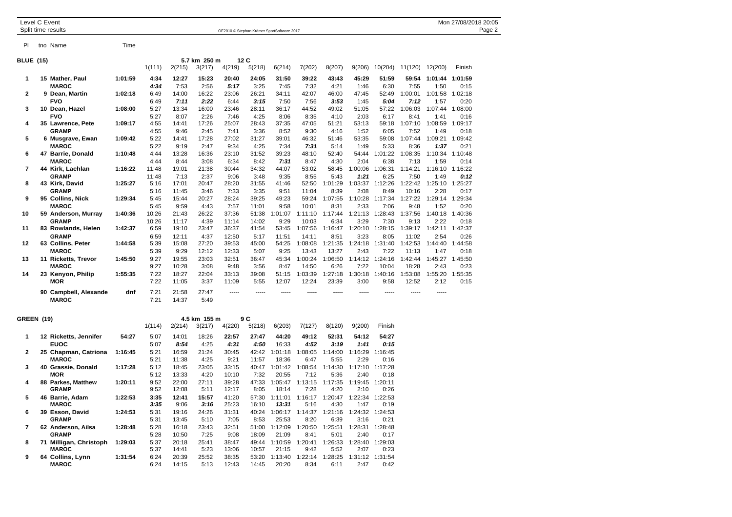Level C Event

Split time results

OE2010 © Stephan Krämer SportSoftware 2017

## BLUE (15)

5.7 km 250 m 12 C

| Pl | tno | Name | Time | 1(111) | 2(215) | 3(217) | 4(219) | 5(218) | 6(214) | 7(202) | 8(207) | 9(206) | 10(204) | 11(120) | 12(200) | Finish |
|---|---|---|---|---|---|---|---|---|---|---|---|---|---|---|---|---|
| 1 | 15 | **Mather, Paul** | 1:01:59 | 4:34 | 12:27 | 15:23 | 20:40 | 24:05 | 31:50 | 39:22 | 43:43 | 45:29 | 51:59 | 59:54 | 1:01:44 | 1:01:59 |
| | | **MAROC** | | *4:34* | 7:53 | 2:56 | *5:17* | 3:25 | 7:45 | 7:32 | 4:21 | 1:46 | 6:30 | 7:55 | 1:50 | 0:15 |
| 2 | 9 | **Dean, Martin** | 1:02:18 | 6:49 | 14:00 | 16:22 | 23:06 | 26:21 | 34:11 | 42:07 | 46:00 | 47:45 | 52:49 | 1:00:01 | 1:01:58 | 1:02:18 |
| | | **FVO** | | 6:49 | *7:11* | *2:22* | 6:44 | *3:15* | 7:50 | 7:56 | *3:53* | 1:45 | *5:04* | *7:12* | 1:57 | 0:20 |
| 3 | 10 | **Dean, Hazel** | 1:08:00 | 5:27 | 13:34 | 16:00 | 23:46 | 28:11 | 36:17 | 44:52 | 49:02 | 51:05 | 57:22 | 1:06:03 | 1:07:44 | 1:08:00 |
| | | **FVO** | | 5:27 | 8:07 | 2:26 | 7:46 | 4:25 | 8:06 | 8:35 | 4:10 | 2:03 | 6:17 | 8:41 | 1:41 | 0:16 |
| 4 | 35 | **Lawrence, Pete** | 1:09:17 | 4:55 | 14:41 | 17:26 | 25:07 | 28:43 | 37:35 | 47:05 | 51:21 | 53:13 | 59:18 | 1:07:10 | 1:08:59 | 1:09:17 |
| | | **GRAMP** | | 4:55 | 9:46 | 2:45 | 7:41 | 3:36 | 8:52 | 9:30 | 4:16 | 1:52 | 6:05 | 7:52 | 1:49 | 0:18 |
| 5 | 6 | **Musgrave, Ewan** | 1:09:42 | 5:22 | 14:41 | 17:28 | 27:02 | 31:27 | 39:01 | 46:32 | 51:46 | 53:35 | 59:08 | 1:07:44 | 1:09:21 | 1:09:42 |
| | | **MAROC** | | 5:22 | 9:19 | 2:47 | 9:34 | 4:25 | 7:34 | *7:31* | 5:14 | 1:49 | 5:33 | 8:36 | *1:37* | 0:21 |
| 6 | 47 | **Barrie, Donald** | 1:10:48 | 4:44 | 13:28 | 16:36 | 23:10 | 31:52 | 39:23 | 48:10 | 52:40 | 54:44 | 1:01:22 | 1:08:35 | 1:10:34 | 1:10:48 |
| | | **MAROC** | | 4:44 | 8:44 | 3:08 | 6:34 | 8:42 | *7:31* | 8:47 | 4:30 | 2:04 | 6:38 | 7:13 | 1:59 | 0:14 |
| 7 | 44 | **Kirk, Lachlan** | 1:16:22 | 11:48 | 19:01 | 21:38 | 30:44 | 34:32 | 44:07 | 53:02 | 58:45 | 1:00:06 | 1:06:31 | 1:14:21 | 1:16:10 | 1:16:22 |
| | | **GRAMP** | | 11:48 | 7:13 | 2:37 | 9:06 | 3:48 | 9:35 | 8:55 | 5:43 | *1:21* | 6:25 | 7:50 | 1:49 | *0:12* |
| 8 | 43 | **Kirk, David** | 1:25:27 | 5:16 | 17:01 | 20:47 | 28:20 | 31:55 | 41:46 | 52:50 | 1:01:29 | 1:03:37 | 1:12:26 | 1:22:42 | 1:25:10 | 1:25:27 |
| | | **GRAMP** | | 5:16 | 11:45 | 3:46 | 7:33 | 3:35 | 9:51 | 11:04 | 8:39 | 2:08 | 8:49 | 10:16 | 2:28 | 0:17 |
| 9 | 95 | **Collins, Nick** | 1:29:34 | 5:45 | 15:44 | 20:27 | 28:24 | 39:25 | 49:23 | 59:24 | 1:07:55 | 1:10:28 | 1:17:34 | 1:27:22 | 1:29:14 | 1:29:34 |
| | | **MAROC** | | 5:45 | 9:59 | 4:43 | 7:57 | 11:01 | 9:58 | 10:01 | 8:31 | 2:33 | 7:06 | 9:48 | 1:52 | 0:20 |
| 10 | 59 | **Anderson, Murray** | 1:40:36 | 10:26 | 21:43 | 26:22 | 37:36 | 51:38 | 1:01:07 | 1:11:10 | 1:17:44 | 1:21:13 | 1:28:43 | 1:37:56 | 1:40:18 | 1:40:36 |
| | | **GRAMP** | | 10:26 | 11:17 | 4:39 | 11:14 | 14:02 | 9:29 | 10:03 | 6:34 | 3:29 | 7:30 | 9:13 | 2:22 | 0:18 |
| 11 | 83 | **Rowlands, Helen** | 1:42:37 | 6:59 | 19:10 | 23:47 | 36:37 | 41:54 | 53:45 | 1:07:56 | 1:16:47 | 1:20:10 | 1:28:15 | 1:39:17 | 1:42:11 | 1:42:37 |
| | | **GRAMP** | | 6:59 | 12:11 | 4:37 | 12:50 | 5:17 | 11:51 | 14:11 | 8:51 | 3:23 | 8:05 | 11:02 | 2:54 | 0:26 |
| 12 | 63 | **Collins, Peter** | 1:44:58 | 5:39 | 15:08 | 27:20 | 39:53 | 45:00 | 54:25 | 1:08:08 | 1:21:35 | 1:24:18 | 1:31:40 | 1:42:53 | 1:44:40 | 1:44:58 |
| | | **MAROC** | | 5:39 | 9:29 | 12:12 | 12:33 | 5:07 | 9:25 | 13:43 | 13:27 | 2:43 | 7:22 | 11:13 | 1:47 | 0:18 |
| 13 | 11 | **Ricketts, Trevor** | 1:45:50 | 9:27 | 19:55 | 23:03 | 32:51 | 36:47 | 45:34 | 1:00:24 | 1:06:50 | 1:14:12 | 1:24:16 | 1:42:44 | 1:45:27 | 1:45:50 |
| | | **MAROC** | | 9:27 | 10:28 | 3:08 | 9:48 | 3:56 | 8:47 | 14:50 | 6:26 | 7:22 | 10:04 | 18:28 | 2:43 | 0:23 |
| 14 | 23 | **Kenyon, Philip** | 1:55:35 | 7:22 | 18:27 | 22:04 | 33:13 | 39:08 | 51:15 | 1:03:39 | 1:27:18 | 1:30:18 | 1:40:16 | 1:53:08 | 1:55:20 | 1:55:35 |
| | | **MOR** | | 7:22 | 11:05 | 3:37 | 11:09 | 5:55 | 12:07 | 12:24 | 23:39 | 3:00 | 9:58 | 12:52 | 2:12 | 0:15 |
| | 90 | **Campbell, Alexande** | dnf | 7:21 | 21:58 | 27:47 | ----- | ----- | ----- | ----- | ----- | ----- | ----- | ----- | ----- | |
| | | **MAROC** | | 7:21 | 14:37 | 5:49 | | | | | | | | | | |

## GREEN (19)

4.5 km 155 m 9 C

| Pl | tno | Name | Time | 1(114) | 2(214) | 3(217) | 4(220) | 5(218) | 6(203) | 7(127) | 8(120) | 9(200) | Finish |
|---|---|---|---|---|---|---|---|---|---|---|---|---|---|
| 1 | 12 | **Ricketts, Jennifer** | 54:27 | 5:07 | 14:01 | 18:26 | 22:57 | 27:47 | 44:20 | 49:12 | 52:31 | 54:12 | 54:27 |
| | | **EUOC** | | 5:07 | *8:54* | 4:25 | *4:31* | *4:50* | 16:33 | *4:52* | *3:19* | *1:41* | *0:15* |
| 2 | 25 | **Chapman, Catriona** | 1:16:45 | 5:21 | 16:59 | 21:24 | 30:45 | 42:42 | 1:01:18 | 1:08:05 | 1:14:00 | 1:16:29 | 1:16:45 |
| | | **MAROC** | | 5:21 | 11:38 | 4:25 | 9:21 | 11:57 | 18:36 | 6:47 | 5:55 | 2:29 | 0:16 |
| 3 | 40 | **Grassie, Donald** | 1:17:28 | 5:12 | 18:45 | 23:05 | 33:15 | 40:47 | 1:01:42 | 1:08:54 | 1:14:30 | 1:17:10 | 1:17:28 |
| | | **MOR** | | 5:12 | 13:33 | 4:20 | 10:10 | 7:32 | 20:55 | 7:12 | 5:36 | 2:40 | 0:18 |
| 4 | 88 | **Parkes, Matthew** | 1:20:11 | 9:52 | 22:00 | 27:11 | 39:28 | 47:33 | 1:05:47 | 1:13:15 | 1:17:35 | 1:19:45 | 1:20:11 |
| | | **GRAMP** | | 9:52 | 12:08 | 5:11 | 12:17 | 8:05 | 18:14 | 7:28 | 4:20 | 2:10 | 0:26 |
| 5 | 46 | **Barrie, Adam** | 1:22:53 | 3:35 | 12:41 | 15:57 | 41:20 | 57:30 | 1:11:01 | 1:16:17 | 1:20:47 | 1:22:34 | 1:22:53 |
| | | **MAROC** | | *3:35* | 9:06 | *3:16* | 25:23 | 16:10 | *13:31* | 5:16 | 4:30 | 1:47 | 0:19 |
| 6 | 39 | **Esson, David** | 1:24:53 | 5:31 | 19:16 | 24:26 | 31:31 | 40:24 | 1:06:17 | 1:14:37 | 1:21:16 | 1:24:32 | 1:24:53 |
| | | **GRAMP** | | 5:31 | 13:45 | 5:10 | 7:05 | 8:53 | 25:53 | 8:20 | 6:39 | 3:16 | 0:21 |
| 7 | 62 | **Anderson, Ailsa** | 1:28:48 | 5:28 | 16:18 | 23:43 | 32:51 | 51:00 | 1:12:09 | 1:20:50 | 1:25:51 | 1:28:31 | 1:28:48 |
| | | **GRAMP** | | 5:28 | 10:50 | 7:25 | 9:08 | 18:09 | 21:09 | 8:41 | 5:01 | 2:40 | 0:17 |
| 8 | 71 | **Milligan, Christoph** | 1:29:03 | 5:37 | 20:18 | 25:41 | 38:47 | 49:44 | 1:10:59 | 1:20:41 | 1:26:33 | 1:28:40 | 1:29:03 |
| | | **MAROC** | | 5:37 | 14:41 | 5:23 | 13:06 | 10:57 | 21:15 | 9:42 | 5:52 | 2:07 | 0:23 |
| 9 | 64 | **Collins, Lynn** | 1:31:54 | 6:24 | 20:39 | 25:52 | 38:35 | 53:20 | 1:13:40 | 1:22:14 | 1:28:25 | 1:31:12 | 1:31:54 |
| | | **MAROC** | | 6:24 | 14:15 | 5:13 | 12:43 | 14:45 | 20:20 | 8:34 | 6:11 | 2:47 | 0:42 |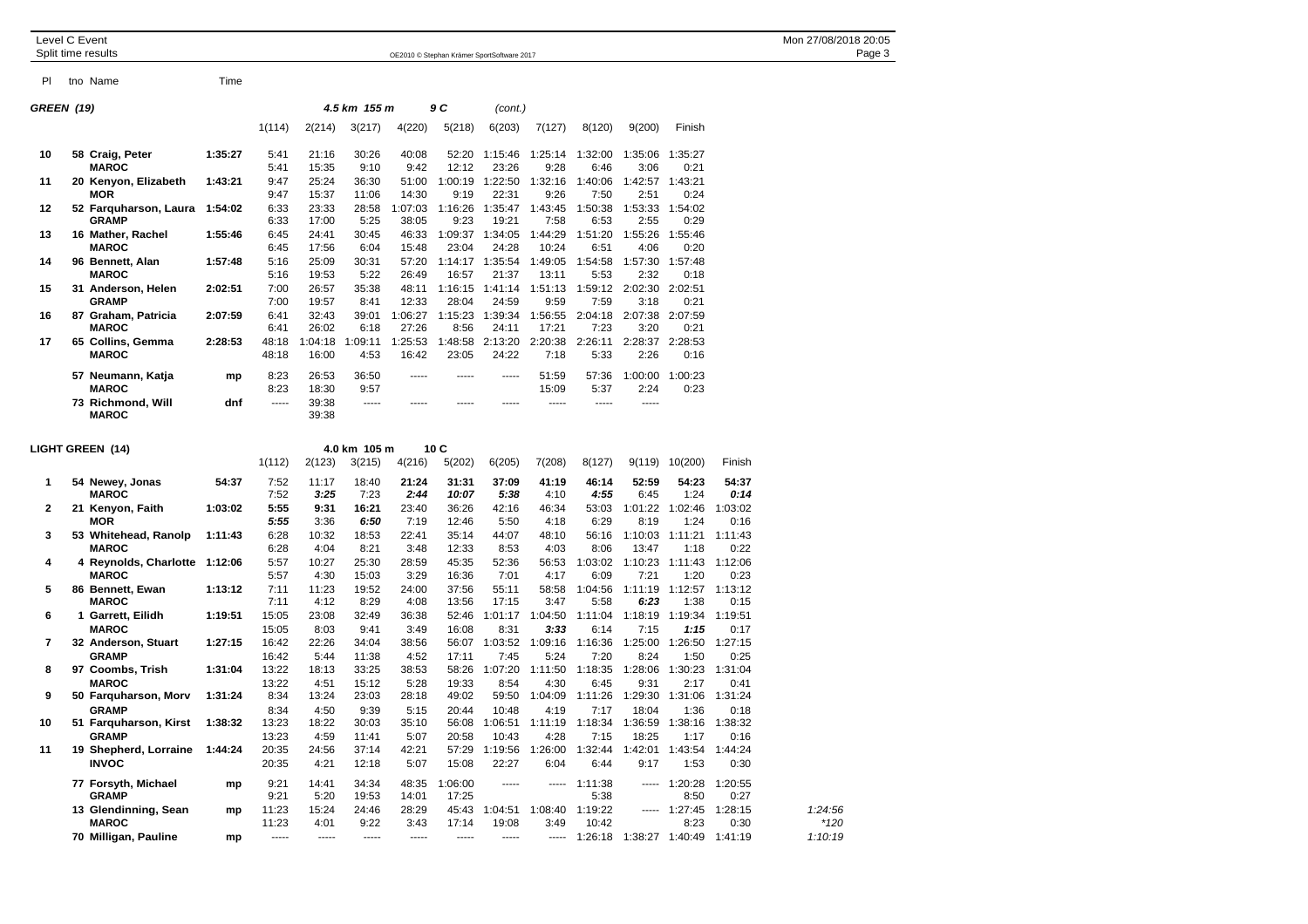## GREEN (19) — 4.5 km 155 m, 9 C (cont.)

| Pl | tno Name | Time | 1(114) | 2(214) | 3(217) | 4(220) | 5(218) | 6(203) | 7(127) | 8(120) | 9(200) | Finish |
|---|---|---|---|---|---|---|---|---|---|---|---|---|
| 10 | 58 Craig, Peter | 1:35:27 | 5:41 | 21:16 | 30:26 | 40:08 | 52:20 | 1:15:46 | 1:25:14 | 1:32:00 | 1:35:06 | 1:35:27 |
| | MAROC | | 5:41 | 15:35 | 9:10 | 9:42 | 12:12 | 23:26 | 9:28 | 6:46 | 3:06 | 0:21 |
| 11 | 20 Kenyon, Elizabeth | 1:43:21 | 9:47 | 25:24 | 36:30 | 51:00 | 1:00:19 | 1:22:50 | 1:32:16 | 1:40:06 | 1:42:57 | 1:43:21 |
| | MOR | | 9:47 | 15:37 | 11:06 | 14:30 | 9:19 | 22:31 | 9:26 | 7:50 | 2:51 | 0:24 |
| 12 | 52 Farquharson, Laura | 1:54:02 | 6:33 | 23:33 | 28:58 | 1:07:03 | 1:16:26 | 1:35:47 | 1:43:45 | 1:50:38 | 1:53:33 | 1:54:02 |
| | GRAMP | | 6:33 | 17:00 | 5:25 | 38:05 | 9:23 | 19:21 | 7:58 | 6:53 | 2:55 | 0:29 |
| 13 | 16 Mather, Rachel | 1:55:46 | 6:45 | 24:41 | 30:45 | 46:33 | 1:09:37 | 1:34:05 | 1:44:29 | 1:51:20 | 1:55:26 | 1:55:46 |
| | MAROC | | 6:45 | 17:56 | 6:04 | 15:48 | 23:04 | 24:28 | 10:24 | 6:51 | 4:06 | 0:20 |
| 14 | 96 Bennett, Alan | 1:57:48 | 5:16 | 25:09 | 30:31 | 57:20 | 1:14:17 | 1:35:54 | 1:49:05 | 1:54:58 | 1:57:30 | 1:57:48 |
| | MAROC | | 5:16 | 19:53 | 5:22 | 26:49 | 16:57 | 21:37 | 13:11 | 5:53 | 2:32 | 0:18 |
| 15 | 31 Anderson, Helen | 2:02:51 | 7:00 | 26:57 | 35:38 | 48:11 | 1:16:15 | 1:41:14 | 1:51:13 | 1:59:12 | 2:02:30 | 2:02:51 |
| | GRAMP | | 7:00 | 19:57 | 8:41 | 12:33 | 28:04 | 24:59 | 9:59 | 7:59 | 3:18 | 0:21 |
| 16 | 87 Graham, Patricia | 2:07:59 | 6:41 | 32:43 | 39:01 | 1:06:27 | 1:15:23 | 1:39:34 | 1:56:55 | 2:04:18 | 2:07:38 | 2:07:59 |
| | MAROC | | 6:41 | 26:02 | 6:18 | 27:26 | 8:56 | 24:11 | 17:21 | 7:23 | 3:20 | 0:21 |
| 17 | 65 Collins, Gemma | 2:28:53 | 48:18 | 1:04:18 | 1:09:11 | 1:25:53 | 1:48:58 | 2:13:20 | 2:20:38 | 2:26:11 | 2:28:37 | 2:28:53 |
| | MAROC | | 48:18 | 16:00 | 4:53 | 16:42 | 23:05 | 24:22 | 7:18 | 5:33 | 2:26 | 0:16 |
| | 57 Neumann, Katja | mp | 8:23 | 26:53 | 36:50 | ----- | ----- | ----- | 51:59 | 57:36 | 1:00:00 | 1:00:23 |
| | MAROC | | 8:23 | 18:30 | 9:57 | | | | 15:09 | 5:37 | 2:24 | 0:23 |
| | 73 Richmond, Will | dnf | ----- | 39:38 | ----- | ----- | ----- | ----- | ----- | ----- | ----- | |
| | MAROC | | | 39:38 | | | | | | | | |

## LIGHT GREEN (14) — 4.0 km 105 m, 10 C

| Pl | tno Name | Time | 1(112) | 2(123) | 3(215) | 4(216) | 5(202) | 6(205) | 7(208) | 8(127) | 9(119) | 10(200) | Finish | |
|---|---|---|---|---|---|---|---|---|---|---|---|---|---|---|
| 1 | 54 Newey, Jonas | 54:37 | 7:52 | 11:17 | 18:40 | **21:24** | **31:31** | **37:09** | 41:19 | **46:14** | 52:59 | 54:23 | **54:37** | |
| | MAROC | | 7:52 | ***3:25*** | 7:23 | ***2:44*** | ***10:07*** | ***5:38*** | 4:10 | ***4:55*** | 6:45 | 1:24 | ***0:14*** | |
| 2 | 21 Kenyon, Faith | 1:03:02 | **5:55** | 9:31 | **16:21** | 23:40 | 36:26 | 42:16 | 46:34 | 53:03 | 1:01:22 | 1:02:46 | 1:03:02 | |
| | MOR | | ***5:55*** | 3:36 | ***6:50*** | 7:19 | 12:46 | 5:50 | 4:18 | 6:29 | 8:19 | 1:24 | 0:16 | |
| 3 | 53 Whitehead, Ranolp | 1:11:43 | 6:28 | 10:32 | 18:53 | 22:41 | 35:14 | 44:07 | 48:10 | 56:16 | 1:10:03 | 1:11:21 | 1:11:43 | |
| | MAROC | | 6:28 | 4:04 | 8:21 | 3:48 | 12:33 | 8:53 | 4:03 | 8:06 | 13:47 | 1:18 | 0:22 | |
| 4 | 4 Reynolds, Charlotte | 1:12:06 | 5:57 | 10:27 | 25:30 | 28:59 | 45:35 | 52:36 | 56:53 | 1:03:02 | 1:10:23 | 1:11:43 | 1:12:06 | |
| | MAROC | | 5:57 | 4:30 | 15:03 | 3:29 | 16:36 | 7:01 | 4:17 | 6:09 | 7:21 | 1:20 | 0:23 | |
| 5 | 86 Bennett, Ewan | 1:13:12 | 7:11 | 11:23 | 19:52 | 24:00 | 37:56 | 55:11 | 58:58 | 1:04:56 | 1:11:19 | 1:12:57 | 1:13:12 | |
| | MAROC | | 7:11 | 4:12 | 8:29 | 4:08 | 13:56 | 17:15 | 3:47 | 5:58 | ***6:23*** | 1:38 | 0:15 | |
| 6 | 1 Garrett, Eilidh | 1:19:51 | 15:05 | 23:08 | 32:49 | 36:38 | 52:46 | 1:01:17 | 1:04:50 | 1:11:04 | 1:18:19 | 1:19:34 | 1:19:51 | |
| | MAROC | | 15:05 | 8:03 | 9:41 | 3:49 | 16:08 | 8:31 | ***3:33*** | 6:14 | 7:15 | ***1:15*** | 0:17 | |
| 7 | 32 Anderson, Stuart | 1:27:15 | 16:42 | 22:26 | 34:04 | 38:56 | 56:07 | 1:03:52 | 1:09:16 | 1:16:36 | 1:25:00 | 1:26:50 | 1:27:15 | |
| | GRAMP | | 16:42 | 5:44 | 11:38 | 4:52 | 17:11 | 7:45 | 5:24 | 7:20 | 8:24 | 1:50 | 0:25 | |
| 8 | 97 Coombs, Trish | 1:31:04 | 13:22 | 18:13 | 33:25 | 38:53 | 58:26 | 1:07:20 | 1:11:50 | 1:18:35 | 1:28:06 | 1:30:23 | 1:31:04 | |
| | MAROC | | 13:22 | 4:51 | 15:12 | 5:28 | 19:33 | 8:54 | 4:30 | 6:45 | 9:31 | 2:17 | 0:41 | |
| 9 | 50 Farquharson, Morv | 1:31:24 | 8:34 | 13:24 | 23:03 | 28:18 | 49:02 | 59:50 | 1:04:09 | 1:11:26 | 1:29:30 | 1:31:06 | 1:31:24 | |
| | GRAMP | | 8:34 | 4:50 | 9:39 | 5:15 | 20:44 | 10:48 | 4:19 | 7:17 | 18:04 | 1:36 | 0:18 | |
| 10 | 51 Farquharson, Kirst | 1:38:32 | 13:23 | 18:22 | 30:03 | 35:10 | 56:08 | 1:06:51 | 1:11:19 | 1:18:34 | 1:36:59 | 1:38:16 | 1:38:32 | |
| | GRAMP | | 13:23 | 4:59 | 11:41 | 5:07 | 20:58 | 10:43 | 4:28 | 7:15 | 18:25 | 1:17 | 0:16 | |
| 11 | 19 Shepherd, Lorraine | 1:44:24 | 20:35 | 24:56 | 37:14 | 42:21 | 57:29 | 1:19:56 | 1:26:00 | 1:32:44 | 1:42:01 | 1:43:54 | 1:44:24 | |
| | INVOC | | 20:35 | 4:21 | 12:18 | 5:07 | 15:08 | 22:27 | 6:04 | 6:44 | 9:17 | 1:53 | 0:30 | |
| | 77 Forsyth, Michael | mp | 9:21 | 14:41 | 34:34 | 48:35 | 1:06:00 | ----- | ----- | 1:11:38 | ----- | 1:20:28 | 1:20:55 | |
| | GRAMP | | 9:21 | 5:20 | 19:53 | 14:01 | 17:25 | | | 5:38 | | 8:50 | 0:27 | |
| | 13 Glendinning, Sean | mp | 11:23 | 15:24 | 24:46 | 28:29 | 45:43 | 1:04:51 | 1:08:40 | 1:19:22 | ----- | 1:27:45 | 1:28:15 | 1:24:56 |
| | MAROC | | 11:23 | 4:01 | 9:22 | 3:43 | 17:14 | 19:08 | 3:49 | 10:42 | | 8:23 | 0:30 | *120 |
| | 70 Milligan, Pauline | mp | ----- | ----- | ----- | ----- | ----- | ----- | ----- | 1:26:18 | 1:38:27 | 1:40:49 | 1:41:19 | 1:10:19 |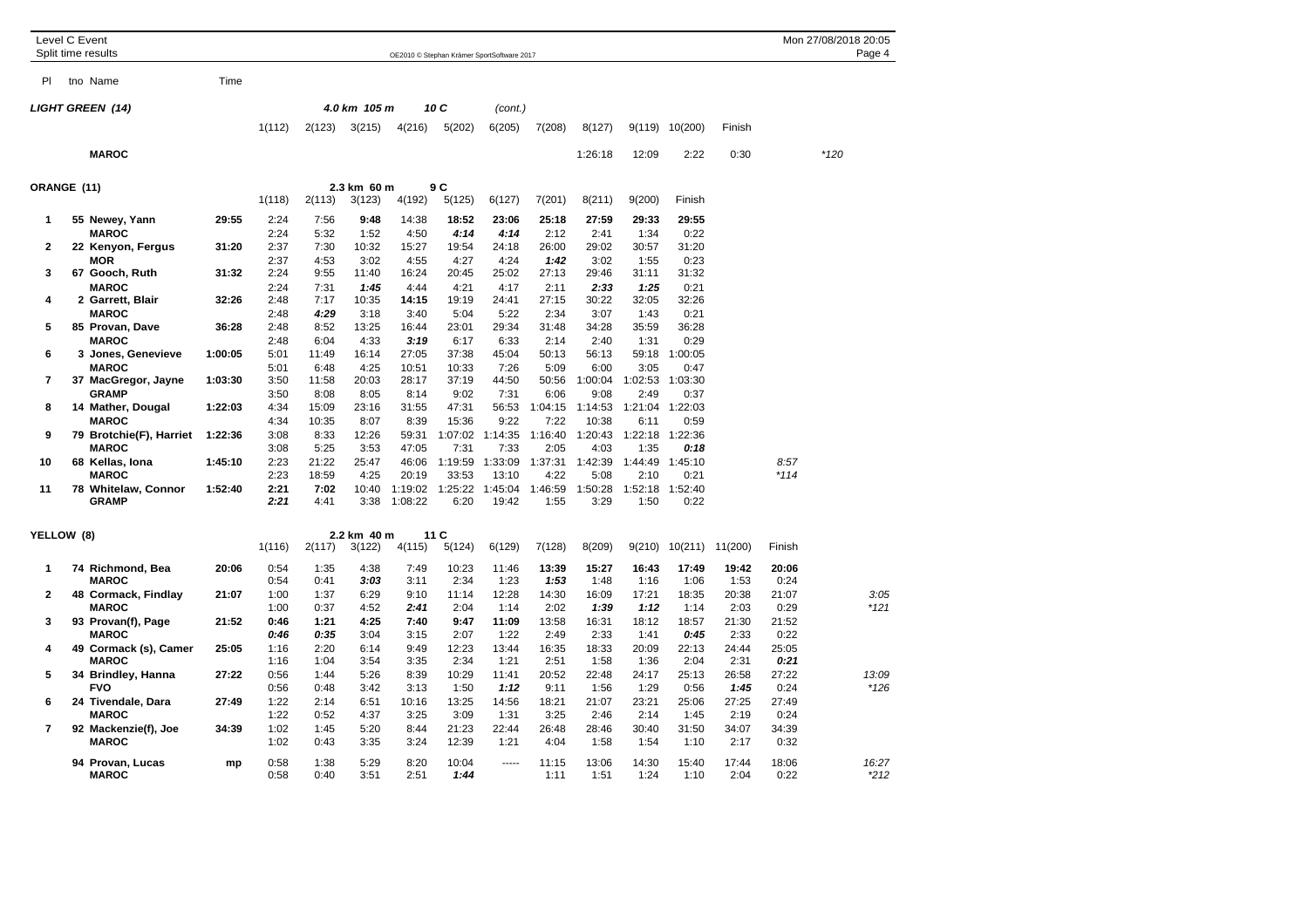Level C Event
Split time results

OE2010 © Stephan Krämer SportSoftware 2017

Mon 27/08/2018 20:05

| Pl | tno | Name | Time | | | | | | | | | | | | | |
|---|---|---|---|---|---|---|---|---|---|---|---|---|---|---|---|---|

## LIGHT GREEN (14) — 4.0 km 105 m, 10 C (cont.)

| | | | | 1(112) | 2(123) | 3(215) | 4(216) | 5(202) | 6(205) | 7(208) | 8(127) | 9(119) | 10(200) | Finish | | |
|---|---|---|---|---|---|---|---|---|---|---|---|---|---|---|---|---|
| | | MAROC | | | | | | | | | 1:26:18 | 12:09 | 2:22 | 0:30 | | *120 |

## ORANGE (11) — 2.3 km 60 m, 9 C

| Pl | tno | Name | Time | 1(118) | 2(113) | 3(123) | 4(192) | 5(125) | 6(127) | 7(201) | 8(211) | 9(200) | Finish | | |
|---|---|---|---|---|---|---|---|---|---|---|---|---|---|---|---|
| 1 | 55 | Newey, Yann | 29:55 | 2:24 | 7:56 | **9:48** | 14:38 | **18:52** | 23:06 | 25:18 | 27:59 | 29:33 | 29:55 | | |
| | | MAROC | | 2:24 | 5:32 | 1:52 | 4:50 | ***4:14*** | ***4:14*** | 2:12 | 2:41 | 1:34 | 0:22 | | |
| 2 | 22 | Kenyon, Fergus | 31:20 | 2:37 | 7:30 | 10:32 | 15:27 | 19:54 | 24:18 | 26:00 | 29:02 | 30:57 | 31:20 | | |
| | | MOR | | 2:37 | 4:53 | 3:02 | 4:55 | 4:27 | 4:24 | ***1:42*** | 3:02 | 1:55 | 0:23 | | |
| 3 | 67 | Gooch, Ruth | 31:32 | 2:24 | 9:55 | 11:40 | 16:24 | 20:45 | 25:02 | 27:13 | 29:46 | 31:11 | 31:32 | | |
| | | MAROC | | 2:24 | 7:31 | ***1:45*** | 4:44 | 4:21 | 4:17 | 2:11 | ***2:33*** | ***1:25*** | 0:21 | | |
| 4 | 2 | Garrett, Blair | 32:26 | 2:48 | 7:17 | 10:35 | **14:15** | 19:19 | 24:41 | 27:15 | 30:22 | 32:05 | 32:26 | | |
| | | MAROC | | 2:48 | ***4:29*** | 3:18 | 3:40 | 5:04 | 5:22 | 2:34 | 3:07 | 1:43 | 0:21 | | |
| 5 | 85 | Provan, Dave | 36:28 | 2:48 | 8:52 | 13:25 | 16:44 | 23:01 | 29:34 | 31:48 | 34:28 | 35:59 | 36:28 | | |
| | | MAROC | | 2:48 | 6:04 | 4:33 | ***3:19*** | 6:17 | 6:33 | 2:14 | 2:40 | 1:31 | 0:29 | | |
| 6 | 3 | Jones, Genevieve | 1:00:05 | 5:01 | 11:49 | 16:14 | 27:05 | 37:38 | 45:04 | 50:13 | 56:13 | 59:18 | 1:00:05 | | |
| | | MAROC | | 5:01 | 6:48 | 4:25 | 10:51 | 10:33 | 7:26 | 5:09 | 6:00 | 3:05 | 0:47 | | |
| 7 | 37 | MacGregor, Jayne | 1:03:30 | 3:50 | 11:58 | 20:03 | 28:17 | 37:19 | 44:50 | 50:56 | 1:00:04 | 1:02:53 | 1:03:30 | | |
| | | GRAMP | | 3:50 | 8:08 | 8:05 | 8:14 | 9:02 | 7:31 | 6:06 | 9:08 | 2:49 | 0:37 | | |
| 8 | 14 | Mather, Dougal | 1:22:03 | 4:34 | 15:09 | 23:16 | 31:55 | 47:31 | 56:53 | 1:04:15 | 1:14:53 | 1:21:04 | 1:22:03 | | |
| | | MAROC | | 4:34 | 10:35 | 8:07 | 8:39 | 15:36 | 9:22 | 7:22 | 10:38 | 6:11 | 0:59 | | |
| 9 | 79 | Brotchie(F), Harriet | 1:22:36 | 3:08 | 8:33 | 12:26 | 59:31 | 1:07:02 | 1:14:35 | 1:16:40 | 1:20:43 | 1:22:18 | 1:22:36 | | |
| | | MAROC | | 3:08 | 5:25 | 3:53 | 47:05 | 7:31 | 7:33 | 2:05 | 4:03 | 1:35 | ***0:18*** | | |
| 10 | 68 | Kellas, Iona | 1:45:10 | 2:23 | 21:22 | 25:47 | 46:06 | 1:19:59 | 1:33:09 | 1:37:31 | 1:42:39 | 1:44:49 | 1:45:10 | 8:57 | |
| | | MAROC | | 2:23 | 18:59 | 4:25 | 20:19 | 33:53 | 13:10 | 4:22 | 5:08 | 2:10 | 0:21 | *114 | |
| 11 | 78 | Whitelaw, Connor | 1:52:40 | **2:21** | **7:02** | 10:40 | 1:19:02 | 1:25:22 | 1:45:04 | 1:46:59 | 1:50:28 | 1:52:18 | 1:52:40 | | |
| | | GRAMP | | ***2:21*** | 4:41 | 3:38 | 1:08:22 | 6:20 | 19:42 | 1:55 | 3:29 | 1:50 | 0:22 | | |

## YELLOW (8) — 2.2 km 40 m, 11 C

| Pl | tno | Name | Time | 1(116) | 2(117) | 3(122) | 4(115) | 5(124) | 6(129) | 7(128) | 8(209) | 9(210) | 10(211) | 11(200) | Finish | |
|---|---|---|---|---|---|---|---|---|---|---|---|---|---|---|---|---|
| 1 | 74 | Richmond, Bea | 20:06 | 0:54 | 1:35 | 4:38 | 7:49 | 10:23 | 11:46 | **13:39** | **15:27** | **16:43** | **17:49** | **19:42** | **20:06** | |
| | | MAROC | | 0:54 | 0:41 | ***3:03*** | 3:11 | 2:34 | 1:23 | ***1:53*** | 1:48 | 1:16 | 1:06 | 1:53 | 0:24 | |
| 2 | 48 | Cormack, Findlay | 21:07 | 1:00 | 1:37 | 6:29 | 9:10 | 11:14 | 12:28 | 14:30 | 16:09 | 17:21 | 18:35 | 20:38 | 21:07 | 3:05 |
| | | MAROC | | 1:00 | 0:37 | 4:52 | ***2:41*** | 2:04 | 1:14 | 2:02 | ***1:39*** | ***1:12*** | 1:14 | 2:03 | 0:29 | *121 |
| 3 | 93 | Provan(f), Page | 21:52 | **0:46** | **1:21** | **4:25** | **7:40** | **9:47** | **11:09** | 13:58 | 16:31 | 18:12 | 18:57 | 21:30 | 21:52 | |
| | | MAROC | | ***0:46*** | ***0:35*** | 3:04 | 3:15 | 2:07 | 1:22 | 2:49 | 2:33 | 1:41 | ***0:45*** | 2:33 | 0:22 | |
| 4 | 49 | Cormack (s), Camer | 25:05 | 1:16 | 2:20 | 6:14 | 9:49 | 12:23 | 13:44 | 16:35 | 18:33 | 20:09 | 22:13 | 24:44 | 25:05 | |
| | | MAROC | | 1:16 | 1:04 | 3:54 | 3:35 | 2:34 | 1:21 | 2:51 | 1:58 | 1:36 | 2:04 | 2:31 | ***0:21*** | |
| 5 | 34 | Brindley, Hanna | 27:22 | 0:56 | 1:44 | 5:26 | 8:39 | 10:29 | 11:41 | 20:52 | 22:48 | 24:17 | 25:13 | 26:58 | 27:22 | 13:09 |
| | | FVO | | 0:56 | 0:48 | 3:42 | 3:13 | 1:50 | ***1:12*** | 9:11 | 1:56 | 1:29 | 0:56 | ***1:45*** | 0:24 | *126 |
| 6 | 24 | Tivendale, Dara | 27:49 | 1:22 | 2:14 | 6:51 | 10:16 | 13:25 | 14:56 | 18:21 | 21:07 | 23:21 | 25:06 | 27:25 | 27:49 | |
| | | MAROC | | 1:22 | 0:52 | 4:37 | 3:25 | 3:09 | 1:31 | 3:25 | 2:46 | 2:14 | 1:45 | 2:19 | 0:24 | |
| 7 | 92 | Mackenzie(f), Joe | 34:39 | 1:02 | 1:45 | 5:20 | 8:44 | 21:23 | 22:44 | 26:48 | 28:46 | 30:40 | 31:50 | 34:07 | 34:39 | |
| | | MAROC | | 1:02 | 0:43 | 3:35 | 3:24 | 12:39 | 1:21 | 4:04 | 1:58 | 1:54 | 1:10 | 2:17 | 0:32 | |
| | 94 | Provan, Lucas | mp | 0:58 | 1:38 | 5:29 | 8:20 | 10:04 | ----- | 11:15 | 13:06 | 14:30 | 15:40 | 17:44 | 18:06 | 16:27 |
| | | MAROC | | 0:58 | 0:40 | 3:51 | 2:51 | ***1:44*** | | 1:11 | 1:51 | 1:24 | 1:10 | 2:04 | 0:22 | *212 |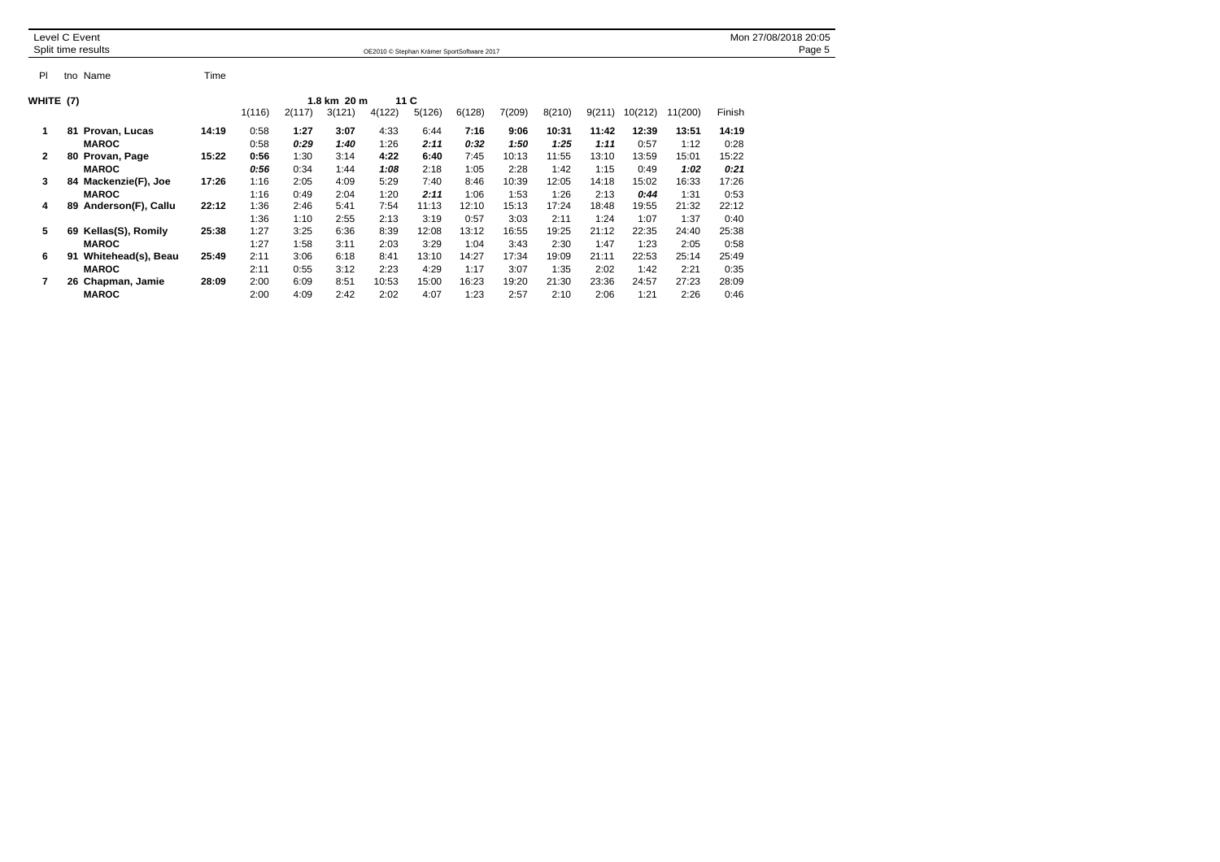Level C Event
Split time results

OE2010 © Stephan Krämer SportSoftware 2017

Mon 27/08/2018 20:05

| Pl | tno Name | Time | 1(116) | 2(117) | 3(121) | 4(122) | 5(126) | 6(128) | 7(209) | 8(210) | 9(211) | 10(212) | 11(200) | Finish |
|---|---|---|---|---|---|---|---|---|---|---|---|---|---|---|
| **WHITE (7)** | | | | | 1.8 km 20 m | | 11 C | | | | | | | |
| **1** | **81 Provan, Lucas** | **14:19** | 0:58 | **1:27** | **3:07** | 4:33 | 6:44 | **7:16** | **9:06** | **10:31** | **11:42** | **12:39** | **13:51** | **14:19** |
| | **MAROC** | | 0:58 | ***0:29*** | ***1:40*** | 1:26 | ***2:11*** | ***0:32*** | ***1:50*** | ***1:25*** | ***1:11*** | 0:57 | 1:12 | 0:28 |
| **2** | **80 Provan, Page** | **15:22** | **0:56** | 1:30 | 3:14 | **4:22** | **6:40** | 7:45 | 10:13 | 11:55 | 13:10 | 13:59 | 15:01 | 15:22 |
| | **MAROC** | | ***0:56*** | 0:34 | 1:44 | ***1:08*** | 2:18 | 1:05 | 2:28 | 1:42 | 1:15 | 0:49 | ***1:02*** | ***0:21*** |
| **3** | **84 Mackenzie(F), Joe** | **17:26** | 1:16 | 2:05 | 4:09 | 5:29 | 7:40 | 8:46 | 10:39 | 12:05 | 14:18 | 15:02 | 16:33 | 17:26 |
| | **MAROC** | | 1:16 | 0:49 | 2:04 | 1:20 | ***2:11*** | 1:06 | 1:53 | 1:26 | 2:13 | ***0:44*** | 1:31 | 0:53 |
| **4** | **89 Anderson(F), Callu** | **22:12** | 1:36 | 2:46 | 5:41 | 7:54 | 11:13 | 12:10 | 15:13 | 17:24 | 18:48 | 19:55 | 21:32 | 22:12 |
| | | | 1:36 | 1:10 | 2:55 | 2:13 | 3:19 | 0:57 | 3:03 | 2:11 | 1:24 | 1:07 | 1:37 | 0:40 |
| **5** | **69 Kellas(S), Romily** | **25:38** | 1:27 | 3:25 | 6:36 | 8:39 | 12:08 | 13:12 | 16:55 | 19:25 | 21:12 | 22:35 | 24:40 | 25:38 |
| | **MAROC** | | 1:27 | 1:58 | 3:11 | 2:03 | 3:29 | 1:04 | 3:43 | 2:30 | 1:47 | 1:23 | 2:05 | 0:58 |
| **6** | **91 Whitehead(s), Beau** | **25:49** | 2:11 | 3:06 | 6:18 | 8:41 | 13:10 | 14:27 | 17:34 | 19:09 | 21:11 | 22:53 | 25:14 | 25:49 |
| | **MAROC** | | 2:11 | 0:55 | 3:12 | 2:23 | 4:29 | 1:17 | 3:07 | 1:35 | 2:02 | 1:42 | 2:21 | 0:35 |
| **7** | **26 Chapman, Jamie** | **28:09** | 2:00 | 6:09 | 8:51 | 10:53 | 15:00 | 16:23 | 19:20 | 21:30 | 23:36 | 24:57 | 27:23 | 28:09 |
| | **MAROC** | | 2:00 | 4:09 | 2:42 | 2:02 | 4:07 | 1:23 | 2:57 | 2:10 | 2:06 | 1:21 | 2:26 | 0:46 |